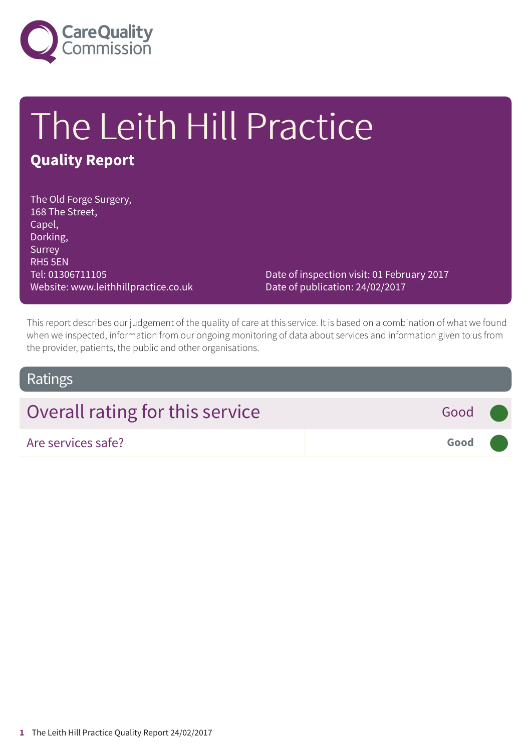# The Leith Hill Practice

**Quality Report**

The Old Forge Surgery,
168 The Street,
Capel,
Dorking,
Surrey
RH5 5EN
Tel: 01306711105
Website: www.leithhillpractice.co.uk

Date of inspection visit: 01 February 2017
Date of publication: 24/02/2017

This report describes our judgement of the quality of care at this service. It is based on a combination of what we found when we inspected, information from our ongoing monitoring of data about services and information given to us from the provider, patients, the public and other organisations.

## Ratings

| Overall rating for this service | Good |
|---|---|
| Are services safe? | **Good** |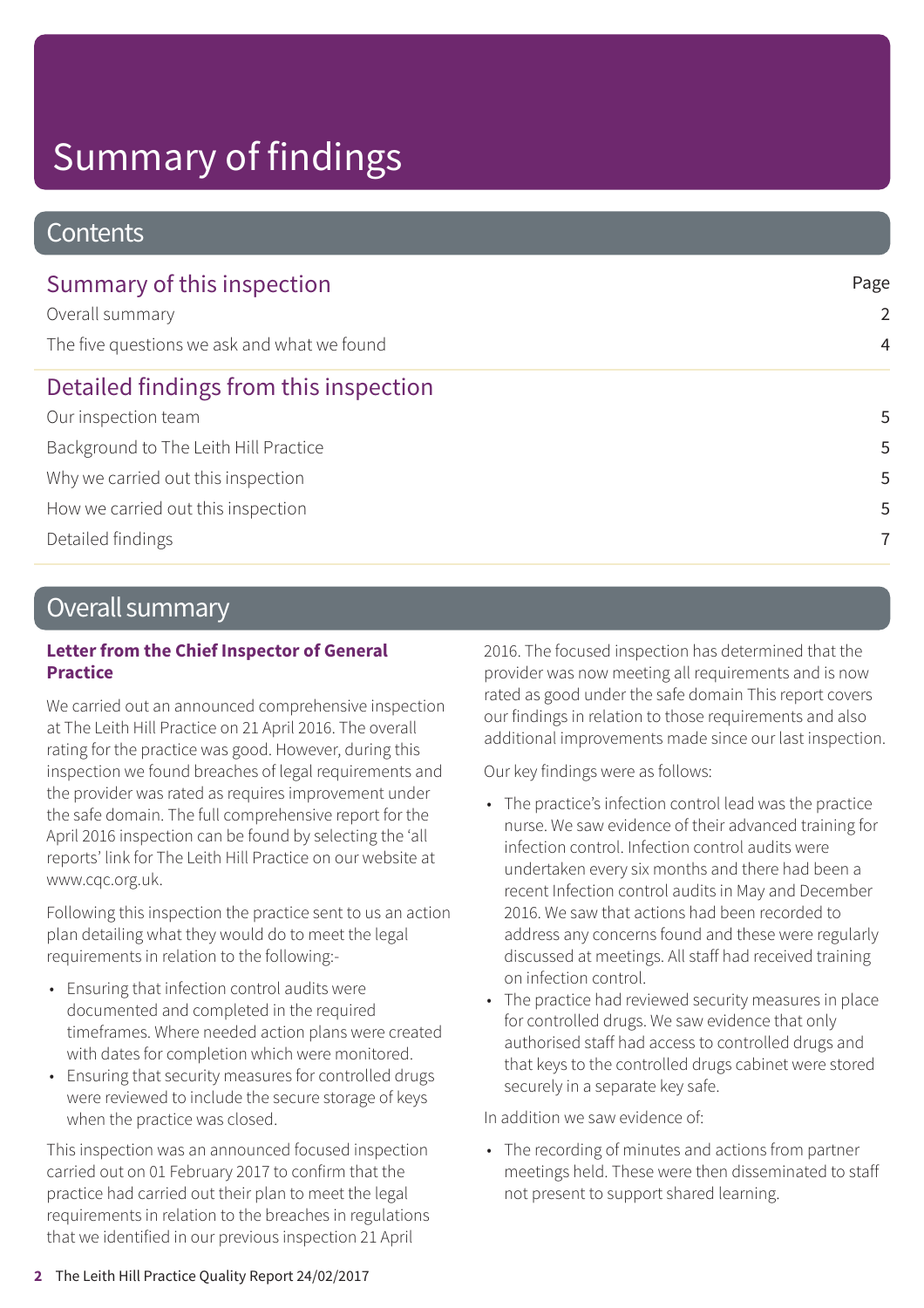# Summary of findings

## Contents

### Summary of this inspection

| | Page |
|---|---|
| Overall summary | 2 |
| The five questions we ask and what we found | 4 |

### Detailed findings from this inspection

| | |
|---|---|
| Our inspection team | 5 |
| Background to The Leith Hill Practice | 5 |
| Why we carried out this inspection | 5 |
| How we carried out this inspection | 5 |
| Detailed findings | 7 |

## Overall summary

**Letter from the Chief Inspector of General Practice**

We carried out an announced comprehensive inspection at The Leith Hill Practice on 21 April 2016. The overall rating for the practice was good. However, during this inspection we found breaches of legal requirements and the provider was rated as requires improvement under the safe domain. The full comprehensive report for the April 2016 inspection can be found by selecting the 'all reports' link for The Leith Hill Practice on our website at www.cqc.org.uk.

Following this inspection the practice sent to us an action plan detailing what they would do to meet the legal requirements in relation to the following:-

- Ensuring that infection control audits were documented and completed in the required timeframes. Where needed action plans were created with dates for completion which were monitored.
- Ensuring that security measures for controlled drugs were reviewed to include the secure storage of keys when the practice was closed.

This inspection was an announced focused inspection carried out on 01 February 2017 to confirm that the practice had carried out their plan to meet the legal requirements in relation to the breaches in regulations that we identified in our previous inspection 21 April 2016. The focused inspection has determined that the provider was now meeting all requirements and is now rated as good under the safe domain This report covers our findings in relation to those requirements and also additional improvements made since our last inspection.

Our key findings were as follows:

- The practice's infection control lead was the practice nurse. We saw evidence of their advanced training for infection control. Infection control audits were undertaken every six months and there had been a recent Infection control audits in May and December 2016. We saw that actions had been recorded to address any concerns found and these were regularly discussed at meetings. All staff had received training on infection control.
- The practice had reviewed security measures in place for controlled drugs. We saw evidence that only authorised staff had access to controlled drugs and that keys to the controlled drugs cabinet were stored securely in a separate key safe.

In addition we saw evidence of:

- The recording of minutes and actions from partner meetings held. These were then disseminated to staff not present to support shared learning.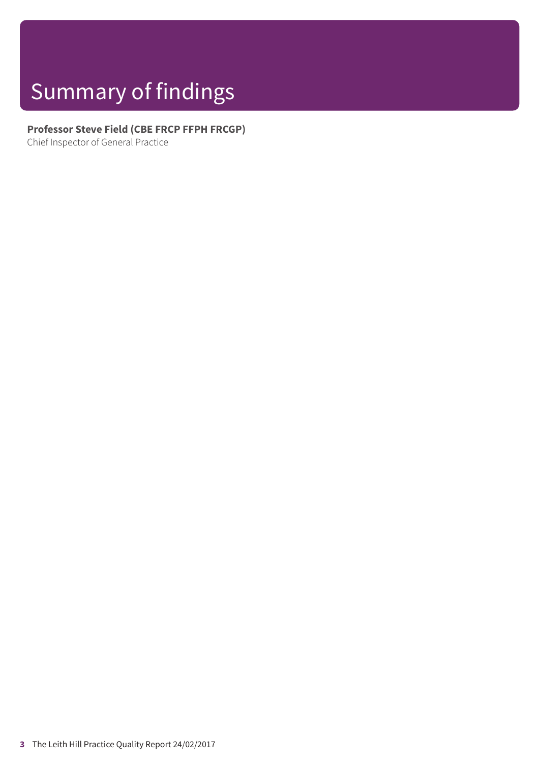# Summary of findings

**Professor Steve Field (CBE FRCP FFPH FRCGP)**
Chief Inspector of General Practice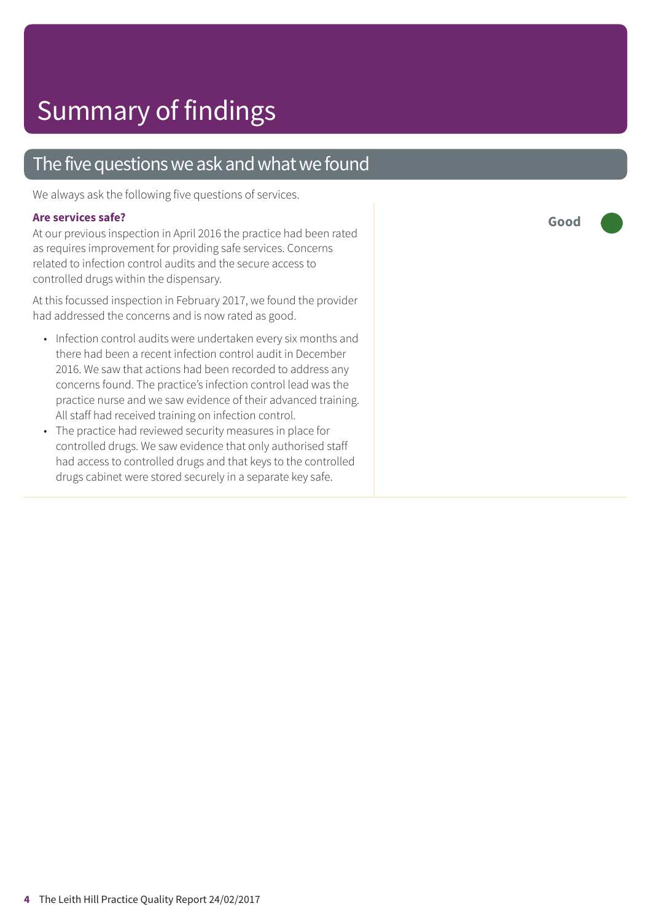# Summary of findings

## The five questions we ask and what we found

We always ask the following five questions of services.

### Are services safe?

**Good**

At our previous inspection in April 2016 the practice had been rated as requires improvement for providing safe services. Concerns related to infection control audits and the secure access to controlled drugs within the dispensary.

At this focussed inspection in February 2017, we found the provider had addressed the concerns and is now rated as good.

- Infection control audits were undertaken every six months and there had been a recent infection control audit in December 2016. We saw that actions had been recorded to address any concerns found. The practice's infection control lead was the practice nurse and we saw evidence of their advanced training. All staff had received training on infection control.
- The practice had reviewed security measures in place for controlled drugs. We saw evidence that only authorised staff had access to controlled drugs and that keys to the controlled drugs cabinet were stored securely in a separate key safe.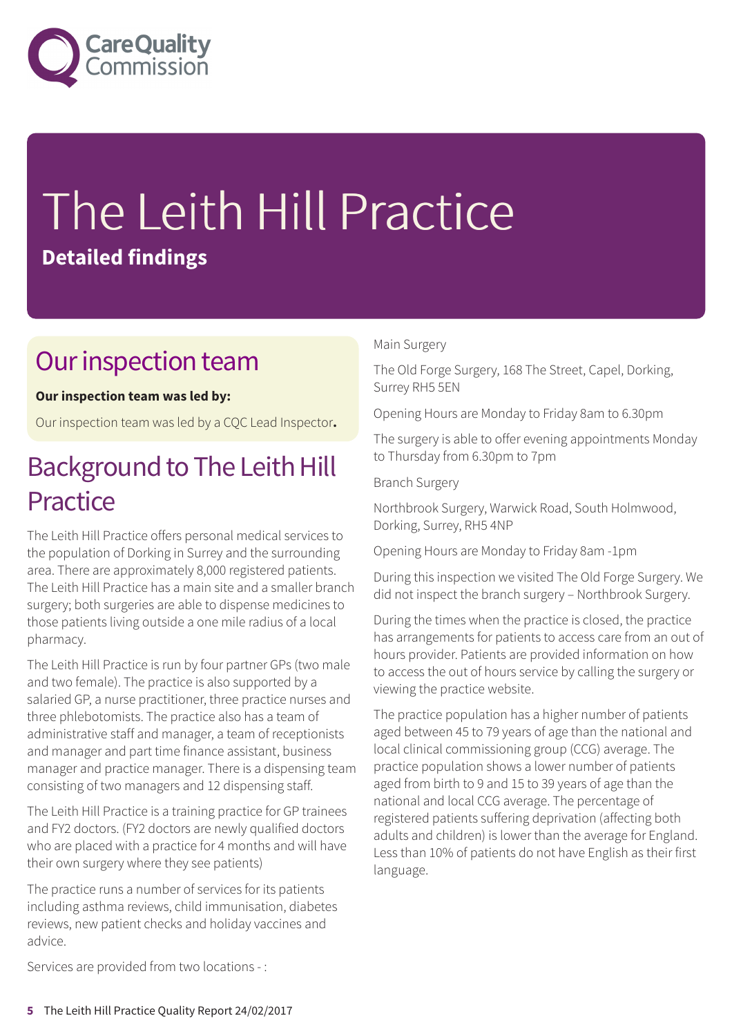# The Leith Hill Practice

**Detailed findings**

## Our inspection team

**Our inspection team was led by:**

Our inspection team was led by a CQC Lead Inspector**.**

## Background to The Leith Hill Practice

The Leith Hill Practice offers personal medical services to the population of Dorking in Surrey and the surrounding area. There are approximately 8,000 registered patients. The Leith Hill Practice has a main site and a smaller branch surgery; both surgeries are able to dispense medicines to those patients living outside a one mile radius of a local pharmacy.

The Leith Hill Practice is run by four partner GPs (two male and two female). The practice is also supported by a salaried GP, a nurse practitioner, three practice nurses and three phlebotomists. The practice also has a team of administrative staff and manager, a team of receptionists and manager and part time finance assistant, business manager and practice manager. There is a dispensing team consisting of two managers and 12 dispensing staff.

The Leith Hill Practice is a training practice for GP trainees and FY2 doctors. (FY2 doctors are newly qualified doctors who are placed with a practice for 4 months and will have their own surgery where they see patients)

The practice runs a number of services for its patients including asthma reviews, child immunisation, diabetes reviews, new patient checks and holiday vaccines and advice.

Services are provided from two locations - :

Main Surgery

The Old Forge Surgery, 168 The Street, Capel, Dorking, Surrey RH5 5EN

Opening Hours are Monday to Friday 8am to 6.30pm

The surgery is able to offer evening appointments Monday to Thursday from 6.30pm to 7pm

Branch Surgery

Northbrook Surgery, Warwick Road, South Holmwood, Dorking, Surrey, RH5 4NP

Opening Hours are Monday to Friday 8am -1pm

During this inspection we visited The Old Forge Surgery. We did not inspect the branch surgery – Northbrook Surgery.

During the times when the practice is closed, the practice has arrangements for patients to access care from an out of hours provider. Patients are provided information on how to access the out of hours service by calling the surgery or viewing the practice website.

The practice population has a higher number of patients aged between 45 to 79 years of age than the national and local clinical commissioning group (CCG) average. The practice population shows a lower number of patients aged from birth to 9 and 15 to 39 years of age than the national and local CCG average. The percentage of registered patients suffering deprivation (affecting both adults and children) is lower than the average for England. Less than 10% of patients do not have English as their first language.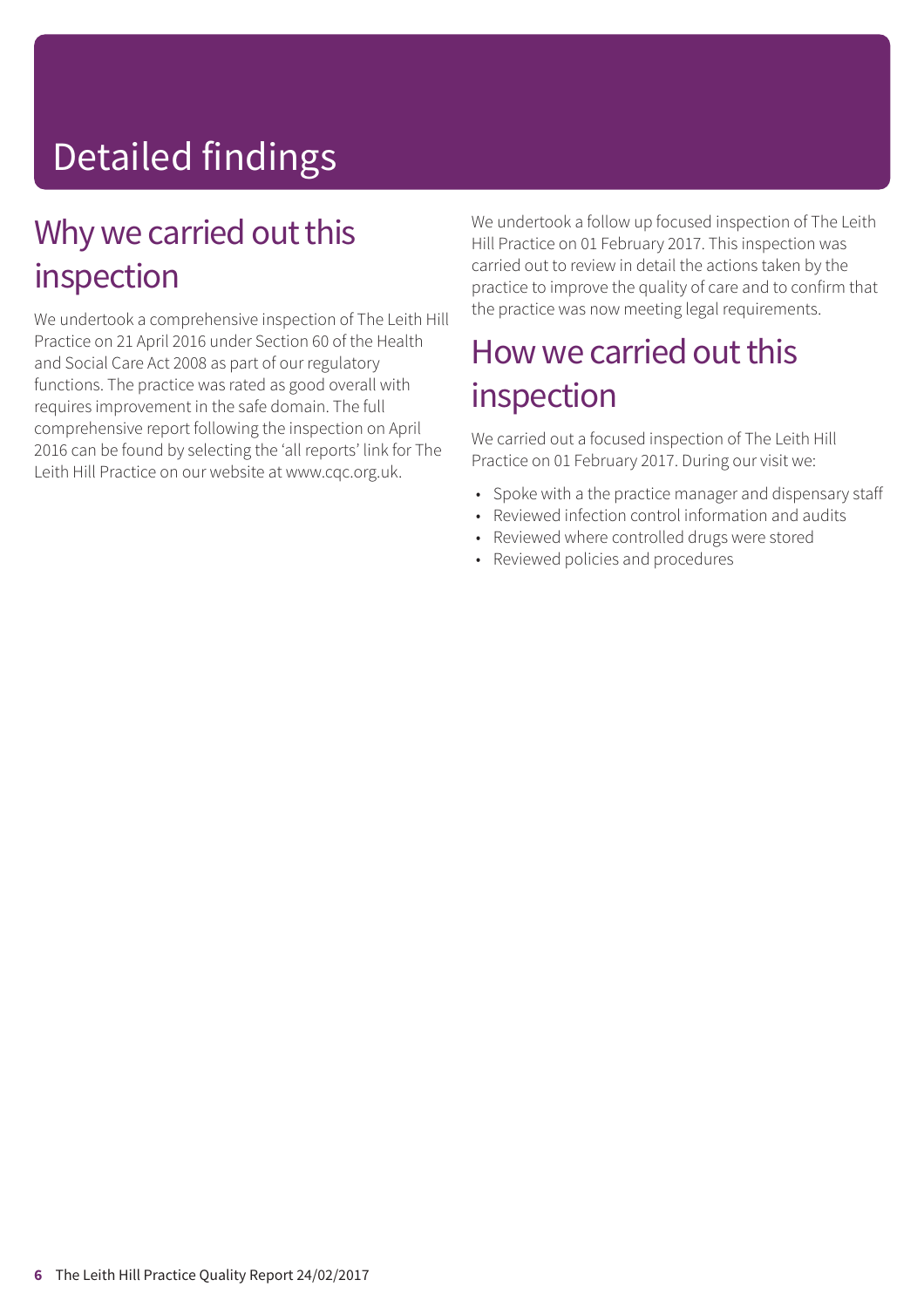# Detailed findings

## Why we carried out this inspection

We undertook a comprehensive inspection of The Leith Hill Practice on 21 April 2016 under Section 60 of the Health and Social Care Act 2008 as part of our regulatory functions. The practice was rated as good overall with requires improvement in the safe domain. The full comprehensive report following the inspection on April 2016 can be found by selecting the 'all reports' link for The Leith Hill Practice on our website at www.cqc.org.uk.

We undertook a follow up focused inspection of The Leith Hill Practice on 01 February 2017. This inspection was carried out to review in detail the actions taken by the practice to improve the quality of care and to confirm that the practice was now meeting legal requirements.

## How we carried out this inspection

We carried out a focused inspection of The Leith Hill Practice on 01 February 2017. During our visit we:

- Spoke with a the practice manager and dispensary staff
- Reviewed infection control information and audits
- Reviewed where controlled drugs were stored
- Reviewed policies and procedures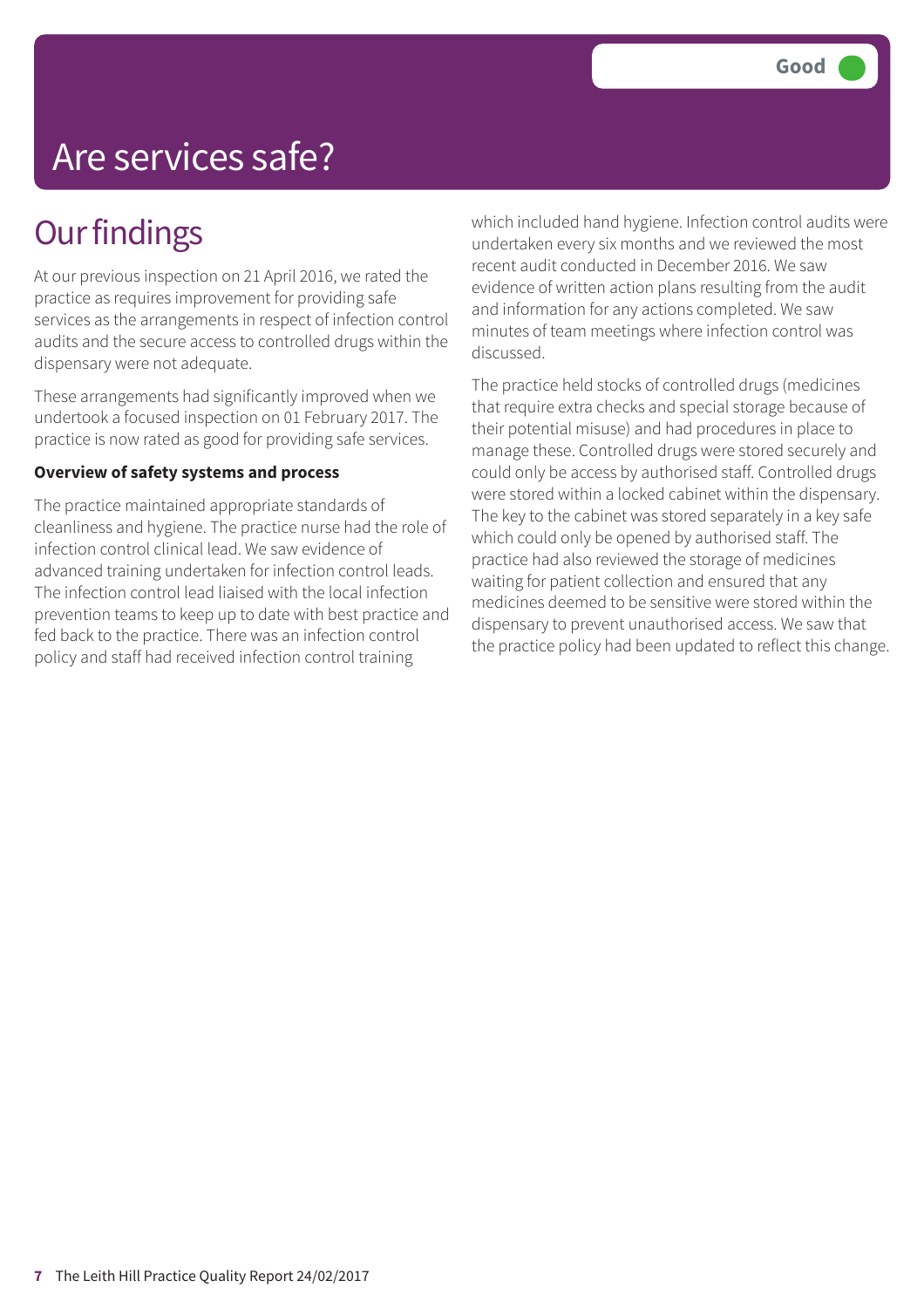Good

# Are services safe?

## Our findings

At our previous inspection on 21 April 2016, we rated the practice as requires improvement for providing safe services as the arrangements in respect of infection control audits and the secure access to controlled drugs within the dispensary were not adequate.

These arrangements had significantly improved when we undertook a focused inspection on 01 February 2017. The practice is now rated as good for providing safe services.

**Overview of safety systems and process**

The practice maintained appropriate standards of cleanliness and hygiene. The practice nurse had the role of infection control clinical lead. We saw evidence of advanced training undertaken for infection control leads. The infection control lead liaised with the local infection prevention teams to keep up to date with best practice and fed back to the practice. There was an infection control policy and staff had received infection control training which included hand hygiene. Infection control audits were undertaken every six months and we reviewed the most recent audit conducted in December 2016. We saw evidence of written action plans resulting from the audit and information for any actions completed. We saw minutes of team meetings where infection control was discussed.

The practice held stocks of controlled drugs (medicines that require extra checks and special storage because of their potential misuse) and had procedures in place to manage these. Controlled drugs were stored securely and could only be access by authorised staff. Controlled drugs were stored within a locked cabinet within the dispensary. The key to the cabinet was stored separately in a key safe which could only be opened by authorised staff. The practice had also reviewed the storage of medicines waiting for patient collection and ensured that any medicines deemed to be sensitive were stored within the dispensary to prevent unauthorised access. We saw that the practice policy had been updated to reflect this change.